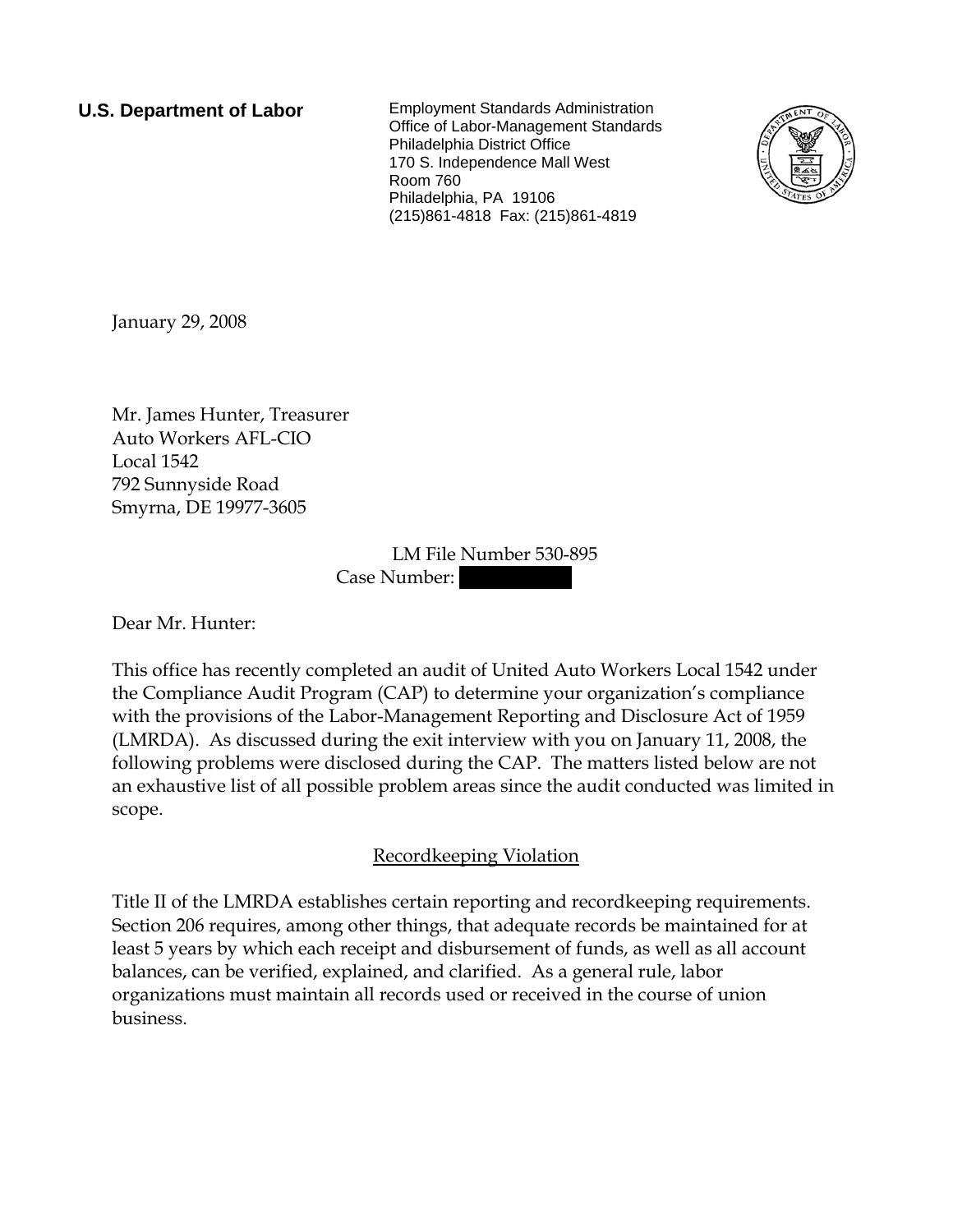**U.S. Department of Labor**

Employment Standards Administration
Office of Labor-Management Standards
Philadelphia District Office
170 S. Independence Mall West
Room 760
Philadelphia, PA 19106
(215)861-4818 Fax: (215)861-4819

January 29, 2008

Mr. James Hunter, Treasurer
Auto Workers AFL-CIO
Local 1542
792 Sunnyside Road
Smyrna, DE 19977-3605

LM File Number 530-895
Case Number: [REDACTED]

Dear Mr. Hunter:

This office has recently completed an audit of United Auto Workers Local 1542 under the Compliance Audit Program (CAP) to determine your organization's compliance with the provisions of the Labor-Management Reporting and Disclosure Act of 1959 (LMRDA). As discussed during the exit interview with you on January 11, 2008, the following problems were disclosed during the CAP. The matters listed below are not an exhaustive list of all possible problem areas since the audit conducted was limited in scope.

## Recordkeeping Violation

Title II of the LMRDA establishes certain reporting and recordkeeping requirements. Section 206 requires, among other things, that adequate records be maintained for at least 5 years by which each receipt and disbursement of funds, as well as all account balances, can be verified, explained, and clarified. As a general rule, labor organizations must maintain all records used or received in the course of union business.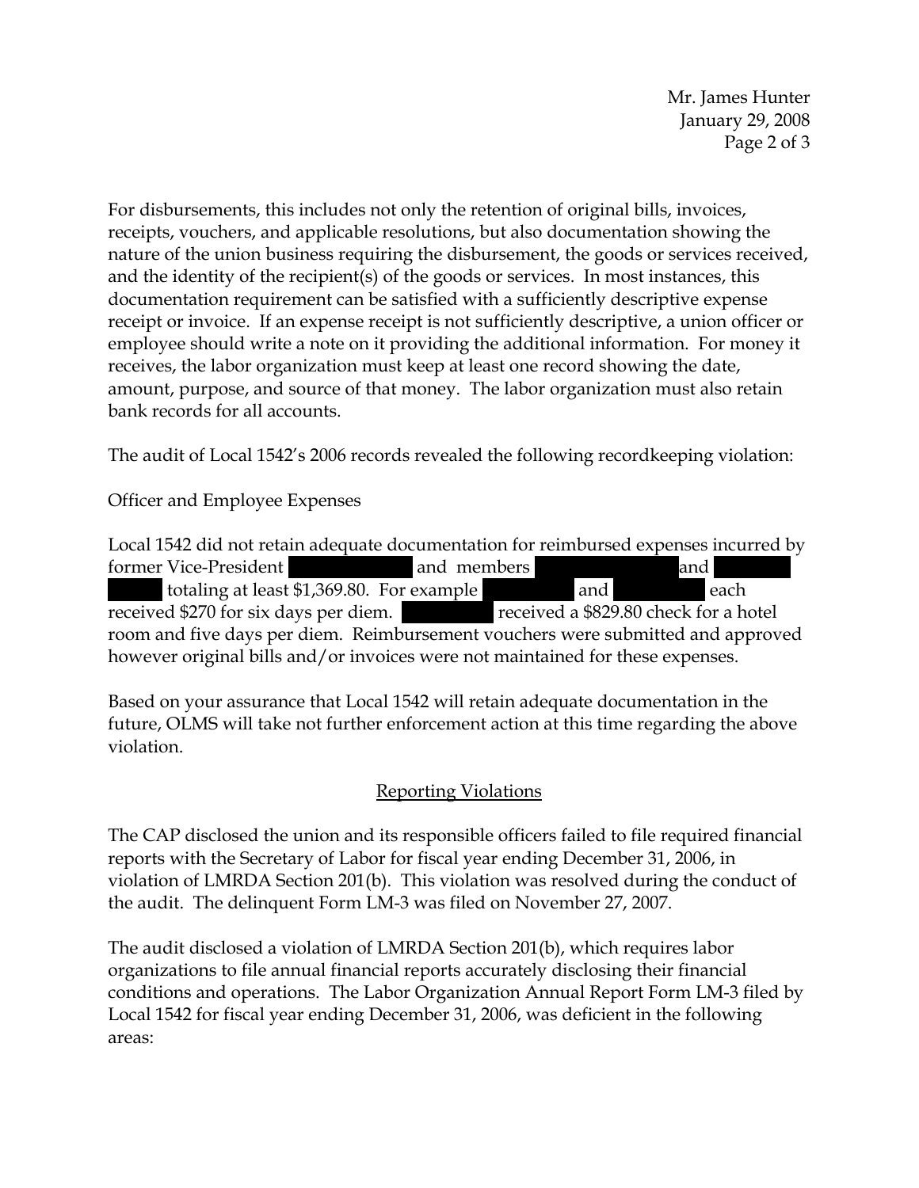For disbursements, this includes not only the retention of original bills, invoices, receipts, vouchers, and applicable resolutions, but also documentation showing the nature of the union business requiring the disbursement, the goods or services received, and the identity of the recipient(s) of the goods or services. In most instances, this documentation requirement can be satisfied with a sufficiently descriptive expense receipt or invoice. If an expense receipt is not sufficiently descriptive, a union officer or employee should write a note on it providing the additional information. For money it receives, the labor organization must keep at least one record showing the date, amount, purpose, and source of that money. The labor organization must also retain bank records for all accounts.

The audit of Local 1542's 2006 records revealed the following recordkeeping violation:

Officer and Employee Expenses

Local 1542 did not retain adequate documentation for reimbursed expenses incurred by former Vice-President [REDACTED] and members [REDACTED] and [REDACTED] totaling at least $1,369.80. For example [REDACTED] and [REDACTED] each received $270 for six days per diem. [REDACTED] received a $829.80 check for a hotel room and five days per diem. Reimbursement vouchers were submitted and approved however original bills and/or invoices were not maintained for these expenses.

Based on your assurance that Local 1542 will retain adequate documentation in the future, OLMS will take not further enforcement action at this time regarding the above violation.

## Reporting Violations

The CAP disclosed the union and its responsible officers failed to file required financial reports with the Secretary of Labor for fiscal year ending December 31, 2006, in violation of LMRDA Section 201(b). This violation was resolved during the conduct of the audit. The delinquent Form LM-3 was filed on November 27, 2007.

The audit disclosed a violation of LMRDA Section 201(b), which requires labor organizations to file annual financial reports accurately disclosing their financial conditions and operations. The Labor Organization Annual Report Form LM-3 filed by Local 1542 for fiscal year ending December 31, 2006, was deficient in the following areas: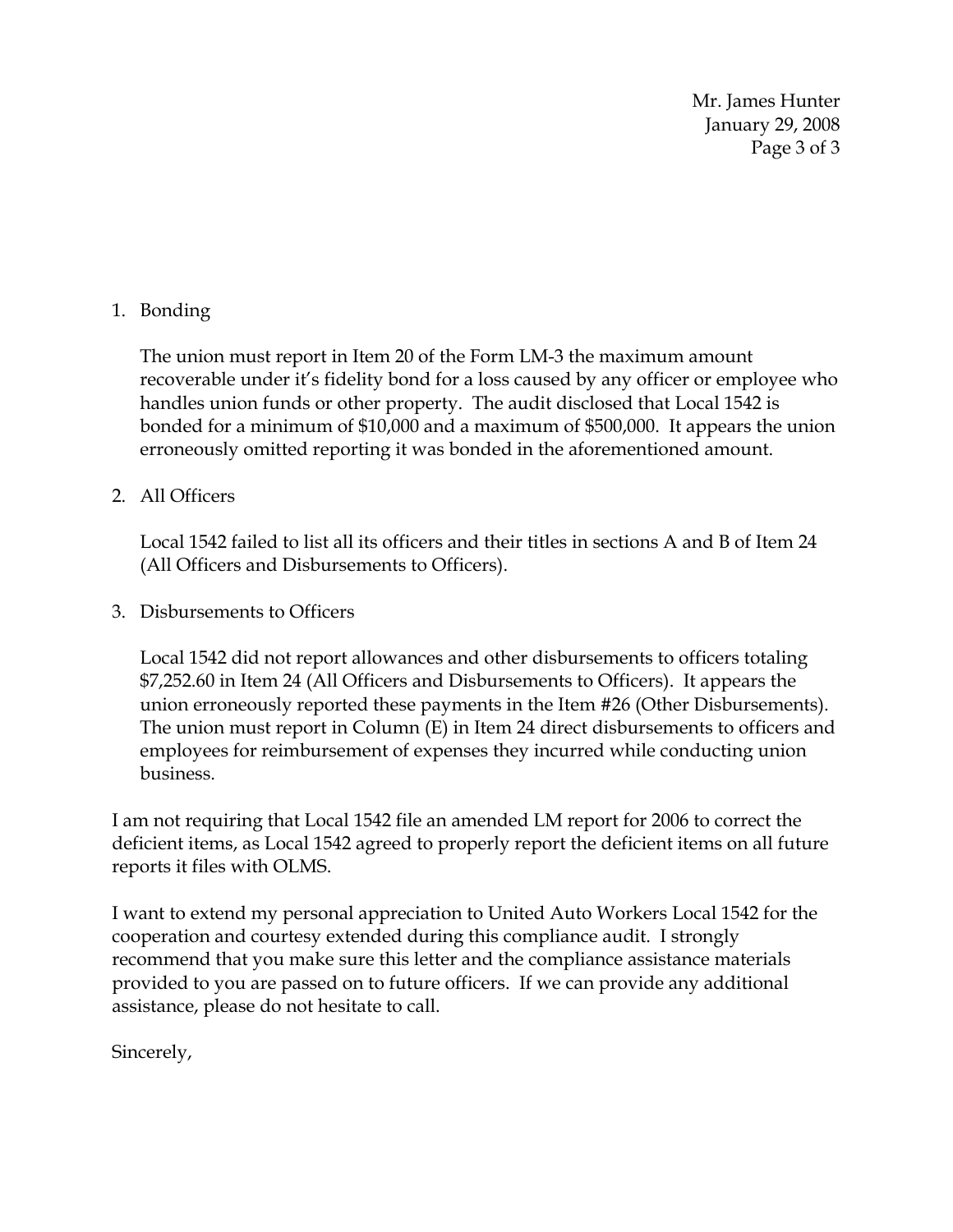1. Bonding

   The union must report in Item 20 of the Form LM-3 the maximum amount recoverable under it's fidelity bond for a loss caused by any officer or employee who handles union funds or other property. The audit disclosed that Local 1542 is bonded for a minimum of $10,000 and a maximum of $500,000. It appears the union erroneously omitted reporting it was bonded in the aforementioned amount.

2. All Officers

   Local 1542 failed to list all its officers and their titles in sections A and B of Item 24 (All Officers and Disbursements to Officers).

3. Disbursements to Officers

   Local 1542 did not report allowances and other disbursements to officers totaling $7,252.60 in Item 24 (All Officers and Disbursements to Officers). It appears the union erroneously reported these payments in the Item #26 (Other Disbursements). The union must report in Column (E) in Item 24 direct disbursements to officers and employees for reimbursement of expenses they incurred while conducting union business.

I am not requiring that Local 1542 file an amended LM report for 2006 to correct the deficient items, as Local 1542 agreed to properly report the deficient items on all future reports it files with OLMS.

I want to extend my personal appreciation to United Auto Workers Local 1542 for the cooperation and courtesy extended during this compliance audit. I strongly recommend that you make sure this letter and the compliance assistance materials provided to you are passed on to future officers. If we can provide any additional assistance, please do not hesitate to call.

Sincerely,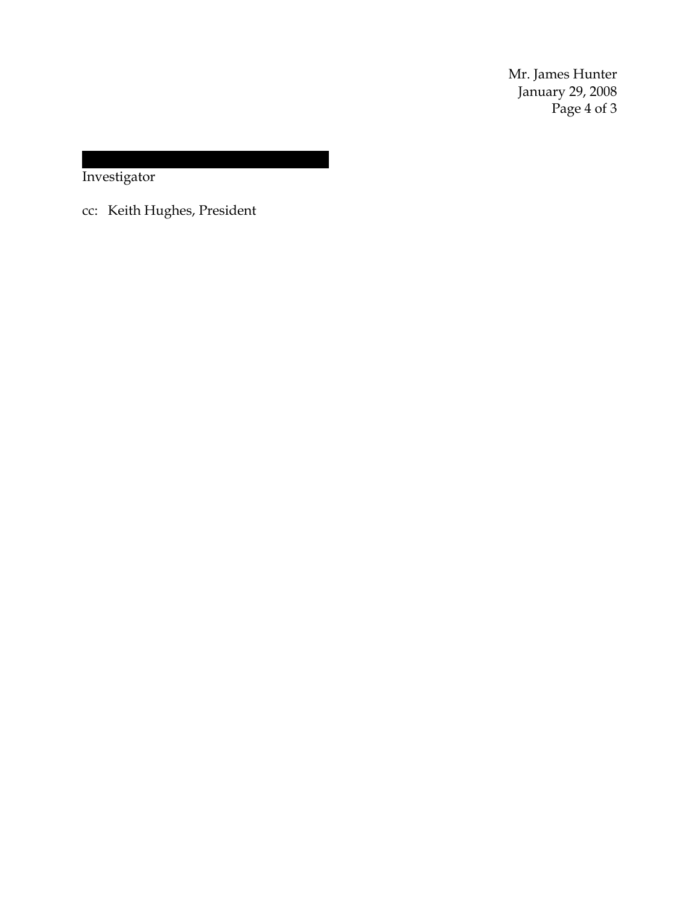Investigator

cc: Keith Hughes, President